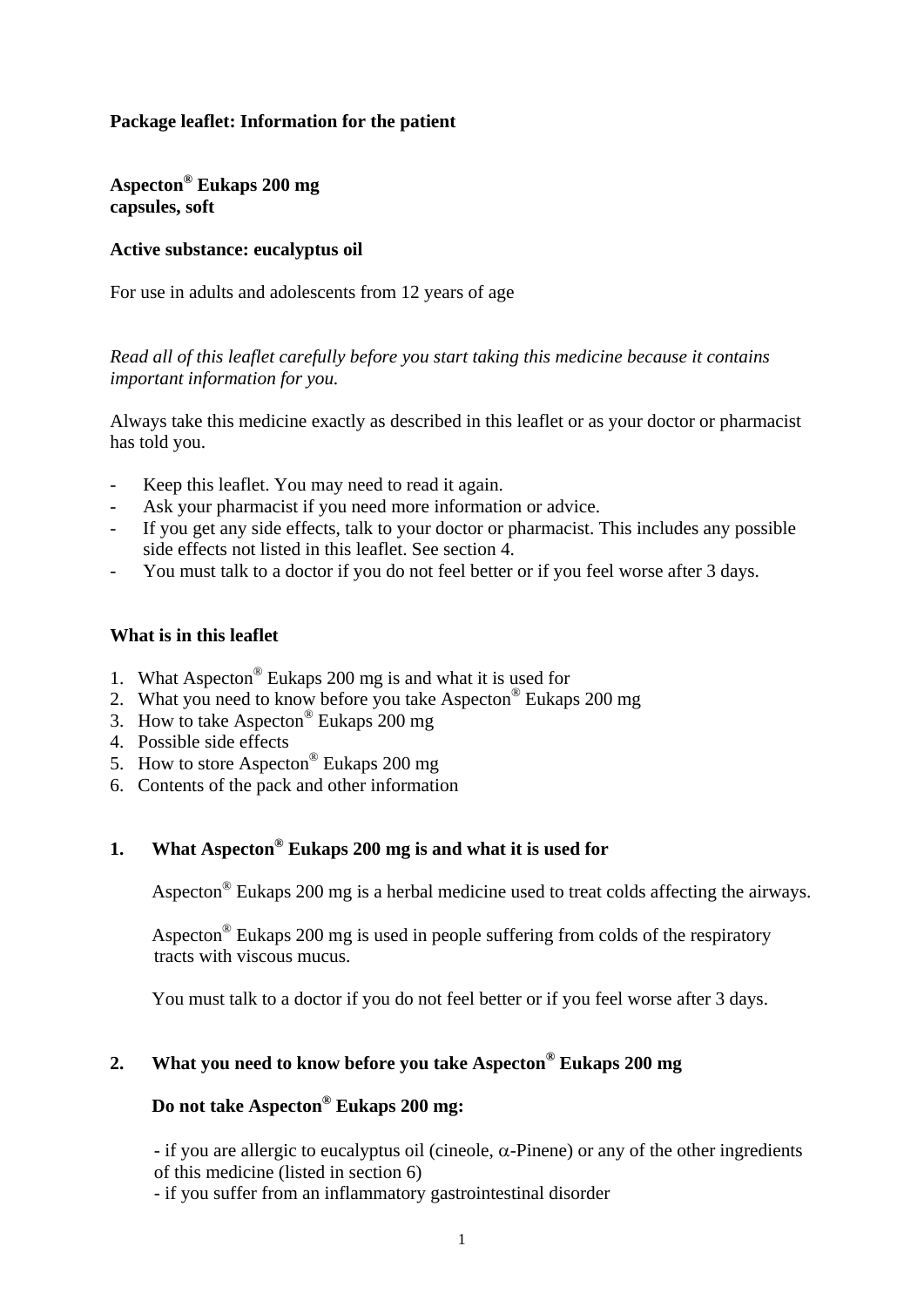**Package leaflet: Information for the patient**

**Aspecton® Eukaps 200 mg**
**capsules, soft**

**Active substance: eucalyptus oil**

For use in adults and adolescents from 12 years of age

*Read all of this leaflet carefully before you start taking this medicine because it contains important information for you.*

Always take this medicine exactly as described in this leaflet or as your doctor or pharmacist has told you.

- Keep this leaflet. You may need to read it again.
- Ask your pharmacist if you need more information or advice.
- If you get any side effects, talk to your doctor or pharmacist. This includes any possible side effects not listed in this leaflet. See section 4.
- You must talk to a doctor if you do not feel better or if you feel worse after 3 days.

**What is in this leaflet**

1. What Aspecton® Eukaps 200 mg is and what it is used for
2. What you need to know before you take Aspecton® Eukaps 200 mg
3. How to take Aspecton® Eukaps 200 mg
4. Possible side effects
5. How to store Aspecton® Eukaps 200 mg
6. Contents of the pack and other information

## 1. What Aspecton® Eukaps 200 mg is and what it is used for

Aspecton® Eukaps 200 mg is a herbal medicine used to treat colds affecting the airways.

Aspecton® Eukaps 200 mg is used in people suffering from colds of the respiratory tracts with viscous mucus.

You must talk to a doctor if you do not feel better or if you feel worse after 3 days.

## 2. What you need to know before you take Aspecton® Eukaps 200 mg

**Do not take Aspecton® Eukaps 200 mg:**

- if you are allergic to eucalyptus oil (cineole, $\alpha$-Pinene) or any of the other ingredients of this medicine (listed in section 6)
- if you suffer from an inflammatory gastrointestinal disorder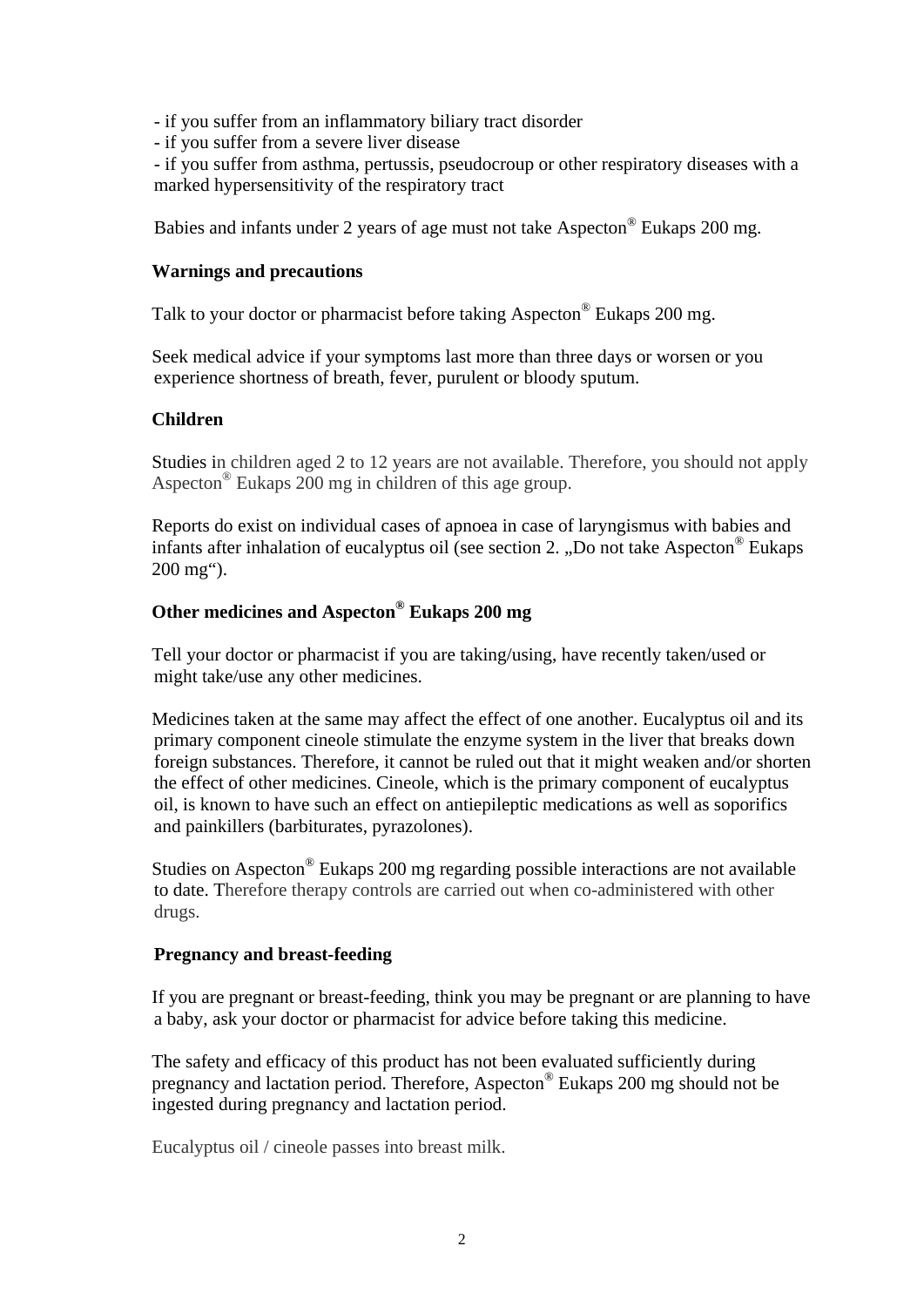- if you suffer from an inflammatory biliary tract disorder
- if you suffer from a severe liver disease
- if you suffer from asthma, pertussis, pseudocroup or other respiratory diseases with a marked hypersensitivity of the respiratory tract

Babies and infants under 2 years of age must not take Aspecton® Eukaps 200 mg.

**Warnings and precautions**

Talk to your doctor or pharmacist before taking Aspecton® Eukaps 200 mg.

Seek medical advice if your symptoms last more than three days or worsen or you experience shortness of breath, fever, purulent or bloody sputum.

**Children**

Studies in children aged 2 to 12 years are not available. Therefore, you should not apply Aspecton® Eukaps 200 mg in children of this age group.

Reports do exist on individual cases of apnoea in case of laryngismus with babies and infants after inhalation of eucalyptus oil (see section 2. „Do not take Aspecton® Eukaps 200 mg").

**Other medicines and Aspecton® Eukaps 200 mg**

Tell your doctor or pharmacist if you are taking/using, have recently taken/used or might take/use any other medicines.

Medicines taken at the same may affect the effect of one another. Eucalyptus oil and its primary component cineole stimulate the enzyme system in the liver that breaks down foreign substances. Therefore, it cannot be ruled out that it might weaken and/or shorten the effect of other medicines. Cineole, which is the primary component of eucalyptus oil, is known to have such an effect on antiepileptic medications as well as soporifics and painkillers (barbiturates, pyrazolones).

Studies on Aspecton® Eukaps 200 mg regarding possible interactions are not available to date. Therefore therapy controls are carried out when co-administered with other drugs.

**Pregnancy and breast-feeding**

If you are pregnant or breast-feeding, think you may be pregnant or are planning to have a baby, ask your doctor or pharmacist for advice before taking this medicine.

The safety and efficacy of this product has not been evaluated sufficiently during pregnancy and lactation period. Therefore, Aspecton® Eukaps 200 mg should not be ingested during pregnancy and lactation period.

Eucalyptus oil / cineole passes into breast milk.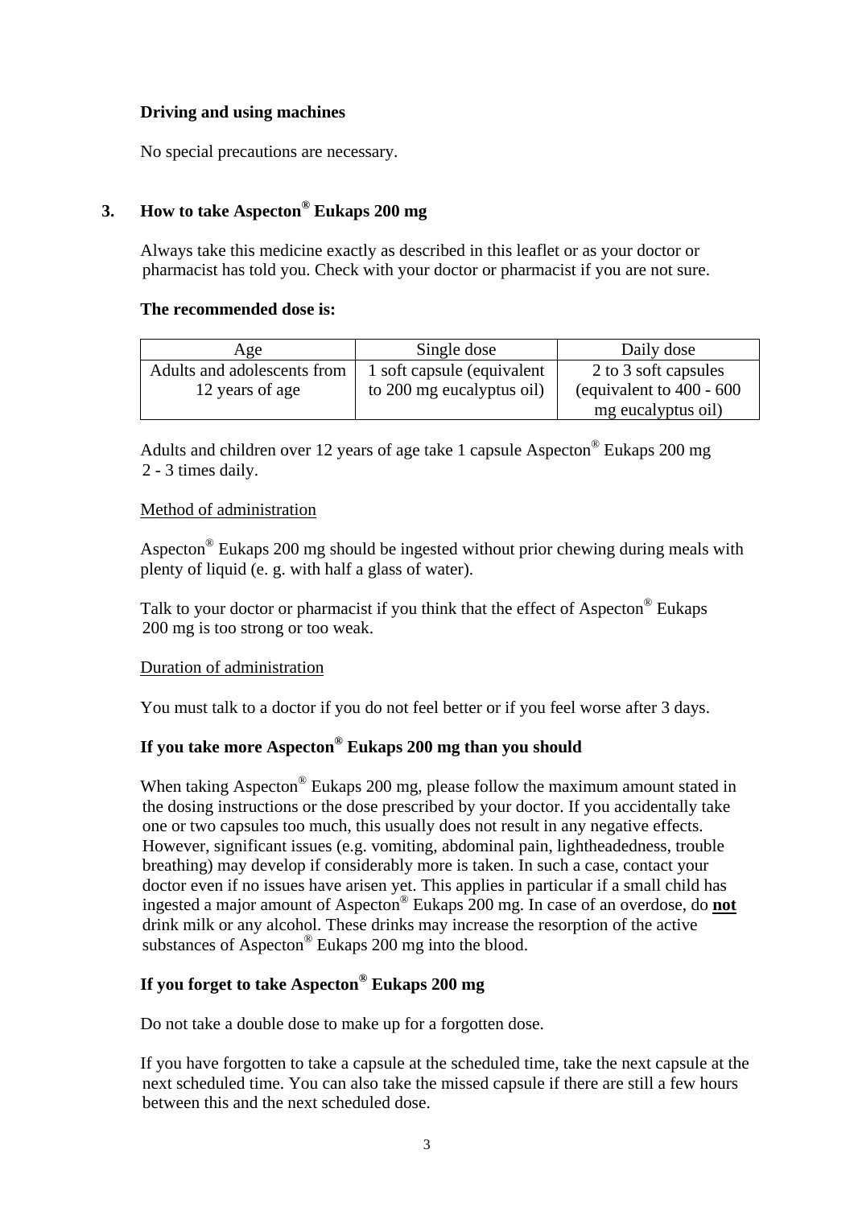**Driving and using machines**

No special precautions are necessary.

## 3. How to take Aspecton® Eukaps 200 mg

Always take this medicine exactly as described in this leaflet or as your doctor or pharmacist has told you. Check with your doctor or pharmacist if you are not sure.

**The recommended dose is:**

| Age | Single dose | Daily dose |
|---|---|---|
| Adults and adolescents from 12 years of age | 1 soft capsule (equivalent to 200 mg eucalyptus oil) | 2 to 3 soft capsules (equivalent to 400 - 600 mg eucalyptus oil) |

Adults and children over 12 years of age take 1 capsule Aspecton® Eukaps 200 mg 2 - 3 times daily.

<u>Method of administration</u>

Aspecton® Eukaps 200 mg should be ingested without prior chewing during meals with plenty of liquid (e. g. with half a glass of water).

Talk to your doctor or pharmacist if you think that the effect of Aspecton® Eukaps 200 mg is too strong or too weak.

<u>Duration of administration</u>

You must talk to a doctor if you do not feel better or if you feel worse after 3 days.

**If you take more Aspecton® Eukaps 200 mg than you should**

When taking Aspecton® Eukaps 200 mg, please follow the maximum amount stated in the dosing instructions or the dose prescribed by your doctor. If you accidentally take one or two capsules too much, this usually does not result in any negative effects. However, significant issues (e.g. vomiting, abdominal pain, lightheadedness, trouble breathing) may develop if considerably more is taken. In such a case, contact your doctor even if no issues have arisen yet. This applies in particular if a small child has ingested a major amount of Aspecton® Eukaps 200 mg. In case of an overdose, do **<u>not</u>** drink milk or any alcohol. These drinks may increase the resorption of the active substances of Aspecton® Eukaps 200 mg into the blood.

**If you forget to take Aspecton® Eukaps 200 mg**

Do not take a double dose to make up for a forgotten dose.

If you have forgotten to take a capsule at the scheduled time, take the next capsule at the next scheduled time. You can also take the missed capsule if there are still a few hours between this and the next scheduled dose.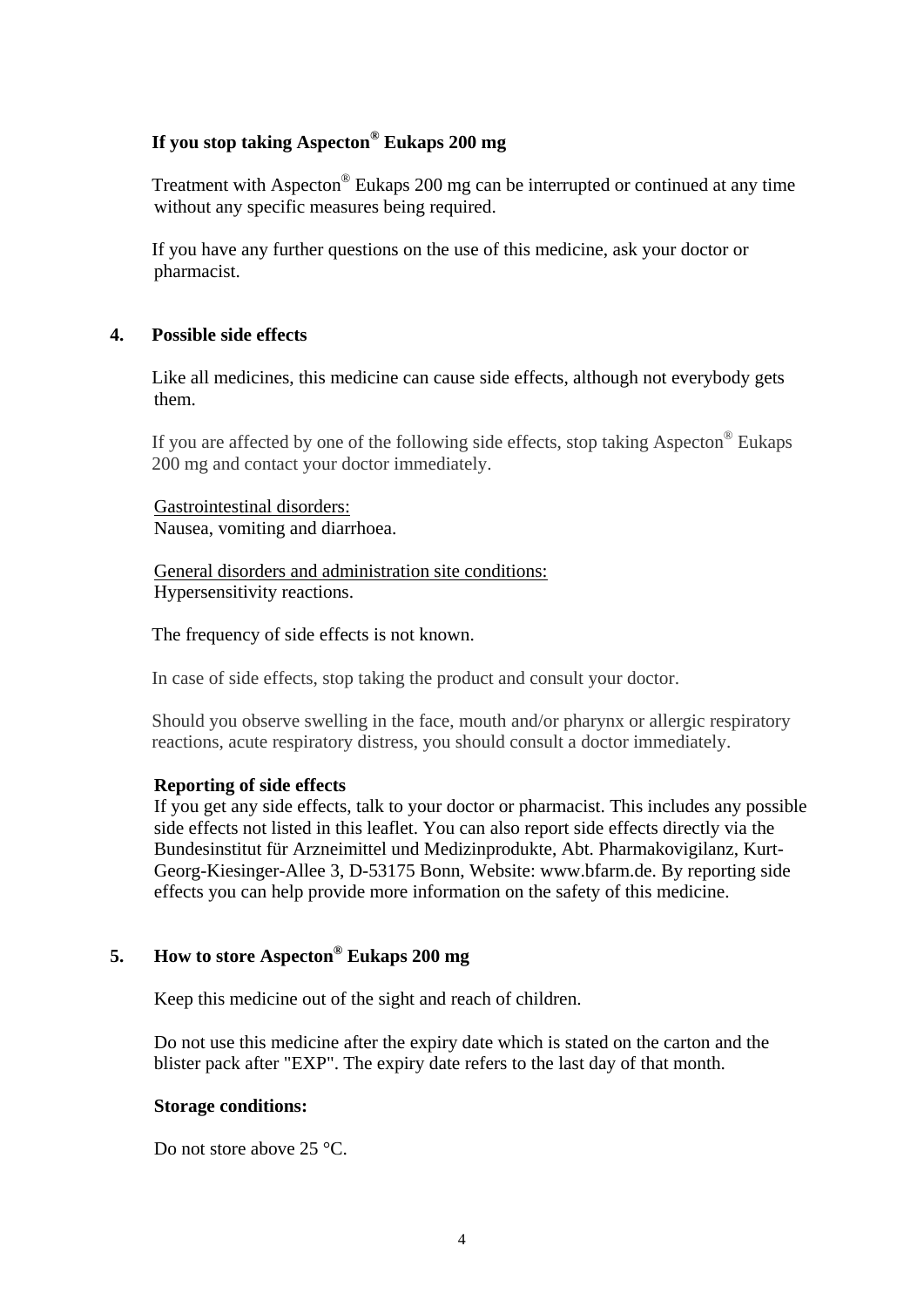### If you stop taking Aspecton® Eukaps 200 mg

Treatment with Aspecton® Eukaps 200 mg can be interrupted or continued at any time without any specific measures being required.

If you have any further questions on the use of this medicine, ask your doctor or pharmacist.

## 4. Possible side effects

Like all medicines, this medicine can cause side effects, although not everybody gets them.

If you are affected by one of the following side effects, stop taking Aspecton® Eukaps 200 mg and contact your doctor immediately.

<u>Gastrointestinal disorders:</u>
Nausea, vomiting and diarrhoea.

<u>General disorders and administration site conditions:</u>
Hypersensitivity reactions.

The frequency of side effects is not known.

In case of side effects, stop taking the product and consult your doctor.

Should you observe swelling in the face, mouth and/or pharynx or allergic respiratory reactions, acute respiratory distress, you should consult a doctor immediately.

**Reporting of side effects**
If you get any side effects, talk to your doctor or pharmacist. This includes any possible side effects not listed in this leaflet. You can also report side effects directly via the Bundesinstitut für Arzneimittel und Medizinprodukte, Abt. Pharmakovigilanz, Kurt-Georg-Kiesinger-Allee 3, D-53175 Bonn, Website: www.bfarm.de. By reporting side effects you can help provide more information on the safety of this medicine.

## 5. How to store Aspecton® Eukaps 200 mg

Keep this medicine out of the sight and reach of children.

Do not use this medicine after the expiry date which is stated on the carton and the blister pack after "EXP". The expiry date refers to the last day of that month.

**Storage conditions:**

Do not store above 25 °C.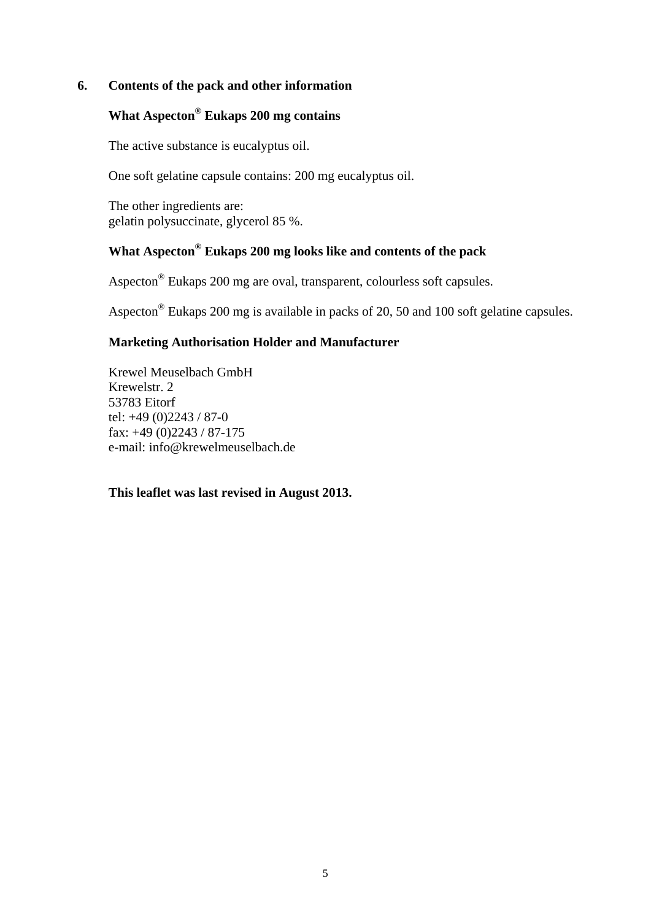## 6. Contents of the pack and other information

### What Aspecton® Eukaps 200 mg contains

The active substance is eucalyptus oil.

One soft gelatine capsule contains: 200 mg eucalyptus oil.

The other ingredients are:
gelatin polysuccinate, glycerol 85 %.

### What Aspecton® Eukaps 200 mg looks like and contents of the pack

Aspecton® Eukaps 200 mg are oval, transparent, colourless soft capsules.

Aspecton® Eukaps 200 mg is available in packs of 20, 50 and 100 soft gelatine capsules.

### Marketing Authorisation Holder and Manufacturer

Krewel Meuselbach GmbH
Krewelstr. 2
53783 Eitorf
tel: +49 (0)2243 / 87-0
fax: +49 (0)2243 / 87-175
e-mail: info@krewelmeuselbach.de

**This leaflet was last revised in August 2013.**